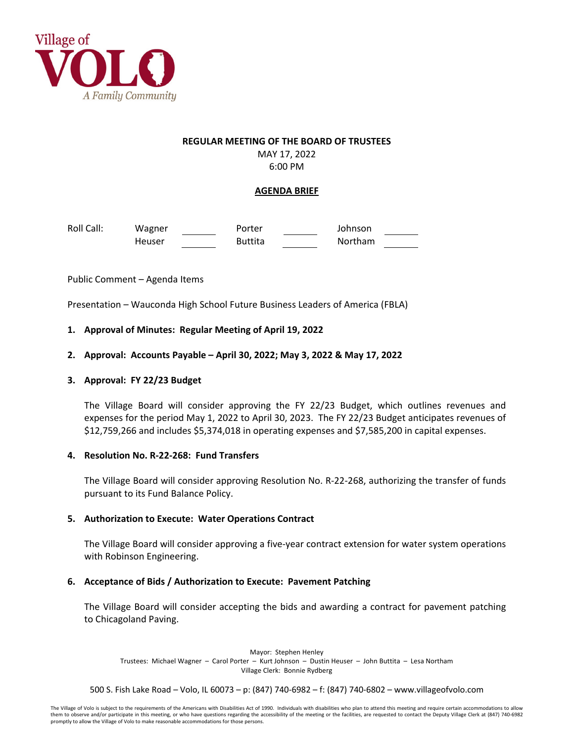Village of
**VOLO**
*A Family Community*

**REGULAR MEETING OF THE BOARD OF TRUSTEES**
MAY 17, 2022
6:00 PM

**AGENDA BRIEF**

| Roll Call: | Wagner | ______ | Porter | ______ | Johnson | ______ |
|---|---|---|---|---|---|---|
| | Heuser | ______ | Buttita | ______ | Northam | ______ |

Public Comment – Agenda Items

Presentation – Wauconda High School Future Business Leaders of America (FBLA)

1. **Approval of Minutes: Regular Meeting of April 19, 2022**

2. **Approval: Accounts Payable – April 30, 2022; May 3, 2022 & May 17, 2022**

3. **Approval: FY 22/23 Budget**

   The Village Board will consider approving the FY 22/23 Budget, which outlines revenues and expenses for the period May 1, 2022 to April 30, 2023. The FY 22/23 Budget anticipates revenues of $12,759,266 and includes $5,374,018 in operating expenses and $7,585,200 in capital expenses.

4. **Resolution No. R-22-268: Fund Transfers**

   The Village Board will consider approving Resolution No. R-22-268, authorizing the transfer of funds pursuant to its Fund Balance Policy.

5. **Authorization to Execute: Water Operations Contract**

   The Village Board will consider approving a five-year contract extension for water system operations with Robinson Engineering.

6. **Acceptance of Bids / Authorization to Execute: Pavement Patching**

   The Village Board will consider accepting the bids and awarding a contract for pavement patching to Chicagoland Paving.

Mayor: Stephen Henley
Trustees: Michael Wagner – Carol Porter – Kurt Johnson – Dustin Heuser – John Buttita – Lesa Northam
Village Clerk: Bonnie Rydberg

500 S. Fish Lake Road – Volo, IL 60073 – p: (847) 740-6982 – f: (847) 740-6802 – www.villageofvolo.com

The Village of Volo is subject to the requirements of the Americans with Disabilities Act of 1990. Individuals with disabilities who plan to attend this meeting and require certain accommodations to allow them to observe and/or participate in this meeting, or who have questions regarding the accessibility of the meeting or the facilities, are requested to contact the Deputy Village Clerk at (847) 740-6982 promptly to allow the Village of Volo to make reasonable accommodations for those persons.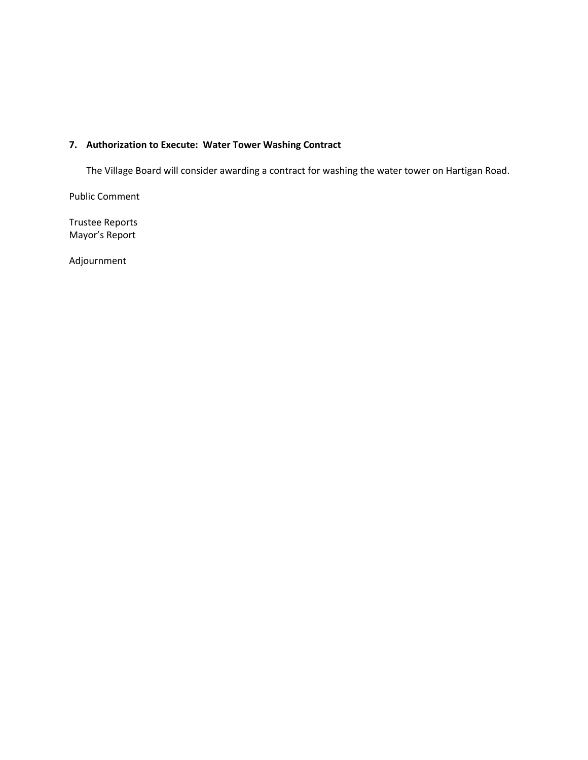**7. Authorization to Execute: Water Tower Washing Contract**

The Village Board will consider awarding a contract for washing the water tower on Hartigan Road.

Public Comment

Trustee Reports
Mayor's Report

Adjournment